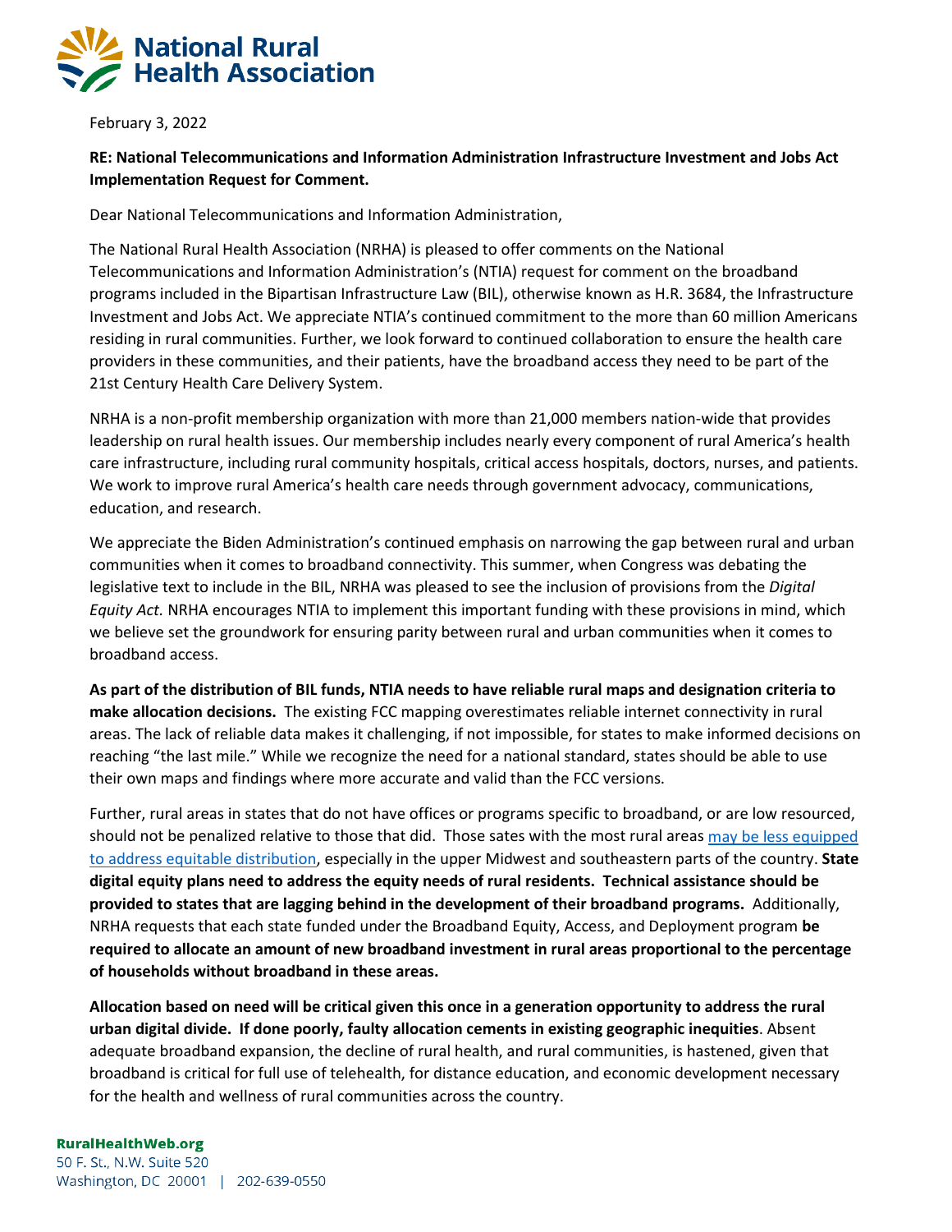# National Rural Health Association

February 3, 2022

**RE: National Telecommunications and Information Administration Infrastructure Investment and Jobs Act Implementation Request for Comment.**

Dear National Telecommunications and Information Administration,

The National Rural Health Association (NRHA) is pleased to offer comments on the National Telecommunications and Information Administration's (NTIA) request for comment on the broadband programs included in the Bipartisan Infrastructure Law (BIL), otherwise known as H.R. 3684, the Infrastructure Investment and Jobs Act. We appreciate NTIA's continued commitment to the more than 60 million Americans residing in rural communities. Further, we look forward to continued collaboration to ensure the health care providers in these communities, and their patients, have the broadband access they need to be part of the 21st Century Health Care Delivery System.

NRHA is a non-profit membership organization with more than 21,000 members nation-wide that provides leadership on rural health issues. Our membership includes nearly every component of rural America's health care infrastructure, including rural community hospitals, critical access hospitals, doctors, nurses, and patients. We work to improve rural America's health care needs through government advocacy, communications, education, and research.

We appreciate the Biden Administration's continued emphasis on narrowing the gap between rural and urban communities when it comes to broadband connectivity. This summer, when Congress was debating the legislative text to include in the BIL, NRHA was pleased to see the inclusion of provisions from the *Digital Equity Act.* NRHA encourages NTIA to implement this important funding with these provisions in mind, which we believe set the groundwork for ensuring parity between rural and urban communities when it comes to broadband access.

**As part of the distribution of BIL funds, NTIA needs to have reliable rural maps and designation criteria to make allocation decisions.** The existing FCC mapping overestimates reliable internet connectivity in rural areas. The lack of reliable data makes it challenging, if not impossible, for states to make informed decisions on reaching "the last mile." While we recognize the need for a national standard, states should be able to use their own maps and findings where more accurate and valid than the FCC versions.

Further, rural areas in states that do not have offices or programs specific to broadband, or are low resourced, should not be penalized relative to those that did. Those sates with the most rural areas may be less equipped to address equitable distribution, especially in the upper Midwest and southeastern parts of the country. **State digital equity plans need to address the equity needs of rural residents. Technical assistance should be provided to states that are lagging behind in the development of their broadband programs.** Additionally, NRHA requests that each state funded under the Broadband Equity, Access, and Deployment program **be required to allocate an amount of new broadband investment in rural areas proportional to the percentage of households without broadband in these areas.**

**Allocation based on need will be critical given this once in a generation opportunity to address the rural urban digital divide. If done poorly, faulty allocation cements in existing geographic inequities**. Absent adequate broadband expansion, the decline of rural health, and rural communities, is hastened, given that broadband is critical for full use of telehealth, for distance education, and economic development necessary for the health and wellness of rural communities across the country.

**RuralHealthWeb.org**
50 F. St., N.W. Suite 520
Washington, DC 20001 | 202-639-0550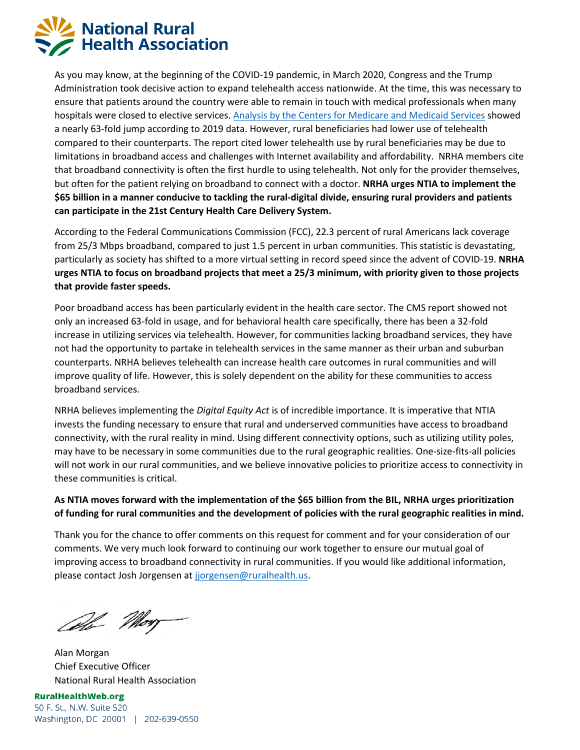As you may know, at the beginning of the COVID-19 pandemic, in March 2020, Congress and the Trump Administration took decisive action to expand telehealth access nationwide. At the time, this was necessary to ensure that patients around the country were able to remain in touch with medical professionals when many hospitals were closed to elective services. [Analysis by the Centers for Medicare and Medicaid Services]() showed a nearly 63-fold jump according to 2019 data. However, rural beneficiaries had lower use of telehealth compared to their counterparts. The report cited lower telehealth use by rural beneficiaries may be due to limitations in broadband access and challenges with Internet availability and affordability. NRHA members cite that broadband connectivity is often the first hurdle to using telehealth. Not only for the provider themselves, but often for the patient relying on broadband to connect with a doctor. **NRHA urges NTIA to implement the $65 billion in a manner conducive to tackling the rural-digital divide, ensuring rural providers and patients can participate in the 21st Century Health Care Delivery System.**

According to the Federal Communications Commission (FCC), 22.3 percent of rural Americans lack coverage from 25/3 Mbps broadband, compared to just 1.5 percent in urban communities. This statistic is devastating, particularly as society has shifted to a more virtual setting in record speed since the advent of COVID-19. **NRHA urges NTIA to focus on broadband projects that meet a 25/3 minimum, with priority given to those projects that provide faster speeds.**

Poor broadband access has been particularly evident in the health care sector. The CMS report showed not only an increased 63-fold in usage, and for behavioral health care specifically, there has been a 32-fold increase in utilizing services via telehealth. However, for communities lacking broadband services, they have not had the opportunity to partake in telehealth services in the same manner as their urban and suburban counterparts. NRHA believes telehealth can increase health care outcomes in rural communities and will improve quality of life. However, this is solely dependent on the ability for these communities to access broadband services.

NRHA believes implementing the *Digital Equity Act* is of incredible importance. It is imperative that NTIA invests the funding necessary to ensure that rural and underserved communities have access to broadband connectivity, with the rural reality in mind. Using different connectivity options, such as utilizing utility poles, may have to be necessary in some communities due to the rural geographic realities. One-size-fits-all policies will not work in our rural communities, and we believe innovative policies to prioritize access to connectivity in these communities is critical.

**As NTIA moves forward with the implementation of the $65 billion from the BIL, NRHA urges prioritization of funding for rural communities and the development of policies with the rural geographic realities in mind.**

Thank you for the chance to offer comments on this request for comment and for your consideration of our comments. We very much look forward to continuing our work together to ensure our mutual goal of improving access to broadband connectivity in rural communities. If you would like additional information, please contact Josh Jorgensen at [jjorgensen@ruralhealth.us](mailto:jjorgensen@ruralhealth.us).

Alan Morgan
Chief Executive Officer
National Rural Health Association